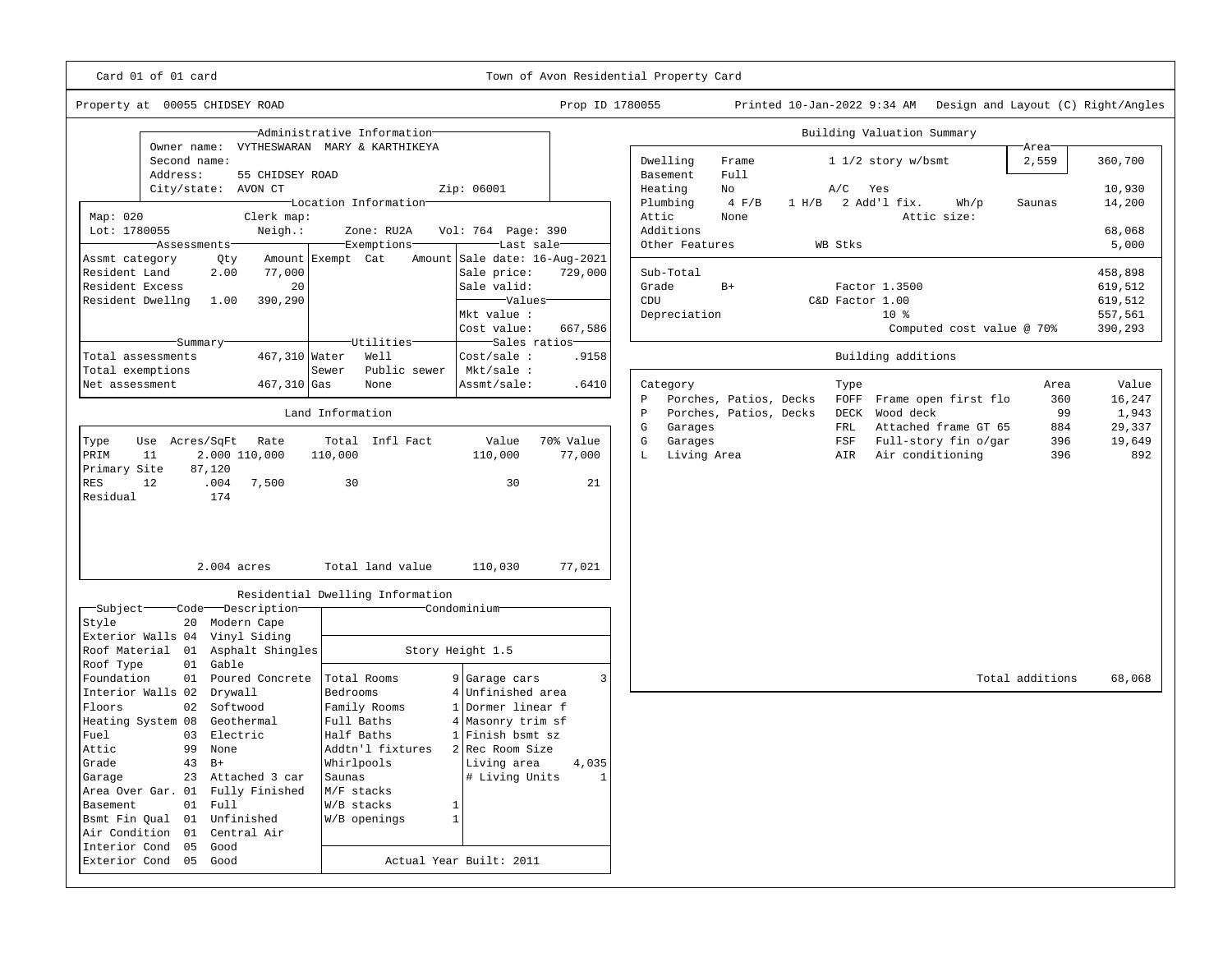Card 01 of 01 card

# Town of Avon Residential Property Card

Property at 00055 CHIDSEY ROAD | Prop ID 1780055 | Printed 10-Jan-2022 9:34 AM | Design and Layout (C) Right/Angles

## Administrative Information

Owner name: VYTHESWARAN MARY & KARTHIKEYA
Second name:
Address: 55 CHIDSEY ROAD
City/state: AVON CT | Zip: 06001

## Location Information

| Map: 020 | Clerk map: | | |
|---|---|---|---|
| Lot: 1780055 | Neigh.: | Zone: RU2A | Vol: 764 Page: 390 |

## Assessments

| Assmt category | Qty | Amount |
|---|---|---|
| Resident Land | 2.00 | 77,000 |
| Resident Excess | | 20 |
| Resident Dwellng | 1.00 | 390,290 |

## Exemptions

| Exempt | Cat | Amount |
|---|---|---|
| | | |

## Last sale

Sale date: 16-Aug-2021
Sale price: 729,000
Sale valid:

## Values

Mkt value :
Cost value: 667,586

## Summary

| | |
|---|---|
| Total assessments | 467,310 |
| Total exemptions | |
| Net assessment | 467,310 |

## Utilities

| | |
|---|---|
| Water | Well |
| Sewer | Public sewer |
| Gas | None |

## Sales ratios

Cost/sale : .9158
Mkt/sale :
Assmt/sale: .6410

## Land Information

| Type | Use | Acres/SqFt | Rate | Total | Infl Fact | Value | 70% Value |
|---|---|---|---|---|---|---|---|
| PRIM | 11 | 2.000 | 110,000 | 110,000 | | 110,000 | 77,000 |
| Primary Site | | 87,120 | | | | | |
| RES | 12 | .004 | 7,500 | 30 | | 30 | 21 |
| Residual | | 174 | | | | | |
| | | 2.004 acres | | Total land value | | 110,030 | 77,021 |

## Residential Dwelling Information

| Subject | Code | Description |
|---|---|---|
| Style | 20 | Modern Cape |
| Exterior Walls | 04 | Vinyl Siding |
| Roof Material | 01 | Asphalt Shingles |
| Roof Type | 01 | Gable |
| Foundation | 01 | Poured Concrete |
| Interior Walls | 02 | Drywall |
| Floors | 02 | Softwood |
| Heating System | 08 | Geothermal |
| Fuel | 03 | Electric |
| Attic | 99 | None |
| Grade | 43 | B+ |
| Garage | 23 | Attached 3 car |
| Area Over Gar. | 01 | Fully Finished |
| Basement | 01 | Full |
| Bsmt Fin Qual | 01 | Unfinished |
| Air Condition | 01 | Central Air |
| Interior Cond | 05 | Good |
| Exterior Cond | 05 | Good |

### Condominium

Story Height 1.5

| | | | |
|---|---|---|---|
| Total Rooms | 9 | Garage cars | 3 |
| Bedrooms | 4 | Unfinished area | |
| Family Rooms | 1 | Dormer linear f | |
| Full Baths | 4 | Masonry trim sf | |
| Half Baths | 1 | Finish bsmt sz | |
| Addtn'l fixtures | 2 | Rec Room Size | |
| Whirlpools | | Living area | 4,035 |
| Saunas | | # Living Units | 1 |
| M/F stacks | | | |
| W/B stacks | 1 | | |
| W/B openings | 1 | | |

Actual Year Built: 2011

## Building Valuation Summary

| | | | | Area | Value |
|---|---|---|---|---|---|
| Dwelling | Frame | 1 1/2 story w/bsmt | | 2,559 | 360,700 |
| Basement | Full | | | | |
| Heating | No | A/C Yes | | | 10,930 |
| Plumbing | 4 F/B | 1 H/B 2 Add'l fix. Wh/p | | Saunas | 14,200 |
| Attic | None | | Attic size: | | |
| Additions | | | | | 68,068 |
| Other Features | | WB Stks | | | 5,000 |
| Sub-Total | | | | | 458,898 |
| Grade | B+ | Factor 1.3500 | | | 619,512 |
| CDU | | C&D Factor 1.00 | | | 619,512 |
| Depreciation | | 10 % | | | 557,561 |
| | | Computed cost value @ 70% | | | 390,293 |

## Building additions

| | Category | Type | | Area | Value |
|---|---|---|---|---|---|
| P | Porches, Patios, Decks | FOFF | Frame open first flo | 360 | 16,247 |
| P | Porches, Patios, Decks | DECK | Wood deck | 99 | 1,943 |
| G | Garages | FRL | Attached frame GT 65 | 884 | 29,337 |
| G | Garages | FSF | Full-story fin o/gar | 396 | 19,649 |
| L | Living Area | AIR | Air conditioning | 396 | 892 |
| | | | | Total additions | 68,068 |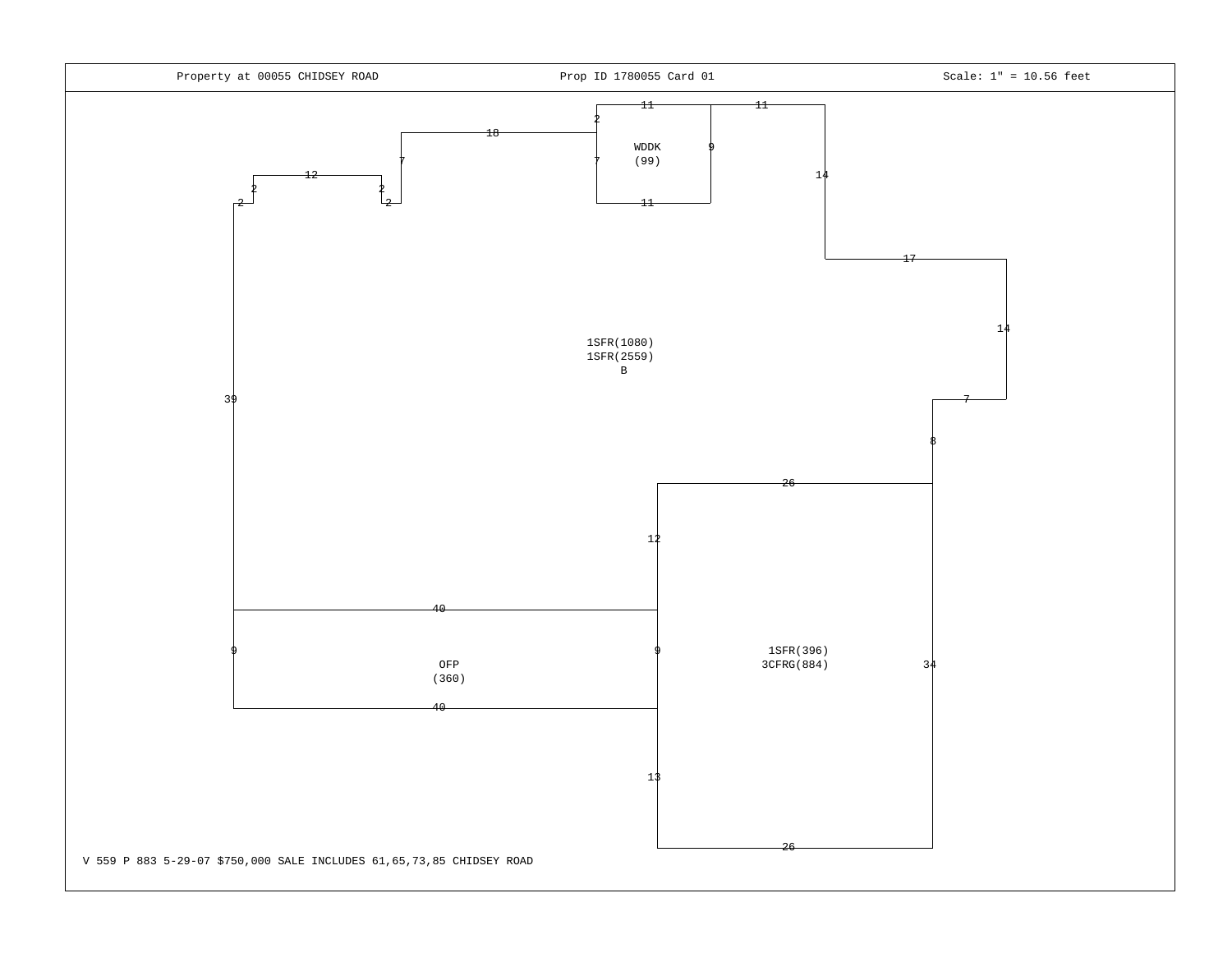Property at 00055 CHIDSEY ROAD | Prop ID 1780055 Card 01 | Scale: 1" = 10.56 feet

11
11
2
18
WDDK
(99)
7
9
12
7
14
2
2
2
2
11
17
1SFR(1080)
1SFR(2559)
B
14
39
7
8
26
12
40
9
OFP
(360)
9
1SFR(396)
3CFRG(884)
34
40
13
26

V 559 P 883 5-29-07 $750,000 SALE INCLUDES 61,65,73,85 CHIDSEY ROAD